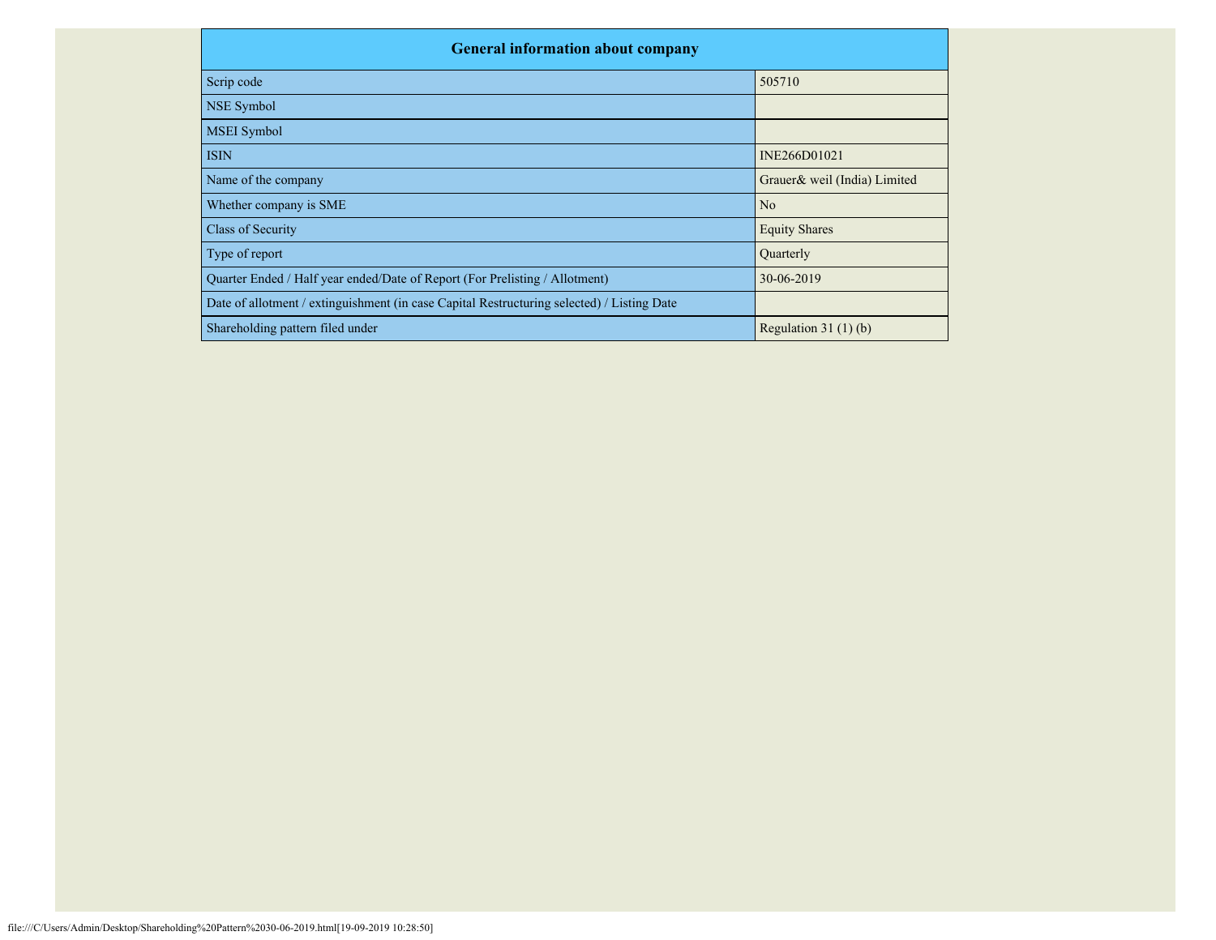| General information about company | |
|---|---|
| Scrip code | 505710 |
| NSE Symbol | |
| MSEI Symbol | |
| ISIN | INE266D01021 |
| Name of the company | Grauer& weil (India) Limited |
| Whether company is SME | No |
| Class of Security | Equity Shares |
| Type of report | Quarterly |
| Quarter Ended / Half year ended/Date of Report (For Prelisting / Allotment) | 30-06-2019 |
| Date of allotment / extinguishment (in case Capital Restructuring selected) / Listing Date | |
| Shareholding pattern filed under | Regulation 31 (1) (b) |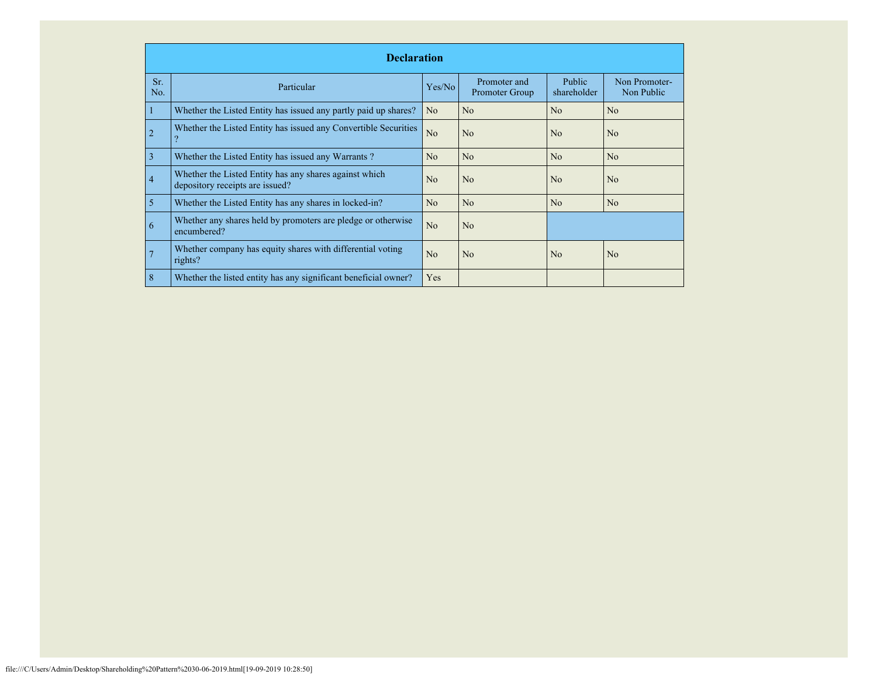| Declaration | | | | | |
|---|---|---|---|---|---|
| Sr. No. | Particular | Yes/No | Promoter and Promoter Group | Public shareholder | Non Promoter- Non Public |
| 1 | Whether the Listed Entity has issued any partly paid up shares? | No | No | No | No |
| 2 | Whether the Listed Entity has issued any Convertible Securities ? | No | No | No | No |
| 3 | Whether the Listed Entity has issued any Warrants ? | No | No | No | No |
| 4 | Whether the Listed Entity has any shares against which depository receipts are issued? | No | No | No | No |
| 5 | Whether the Listed Entity has any shares in locked-in? | No | No | No | No |
| 6 | Whether any shares held by promoters are pledge or otherwise encumbered? | No | No | | |
| 7 | Whether company has equity shares with differential voting rights? | No | No | No | No |
| 8 | Whether the listed entity has any significant beneficial owner? | Yes | | | |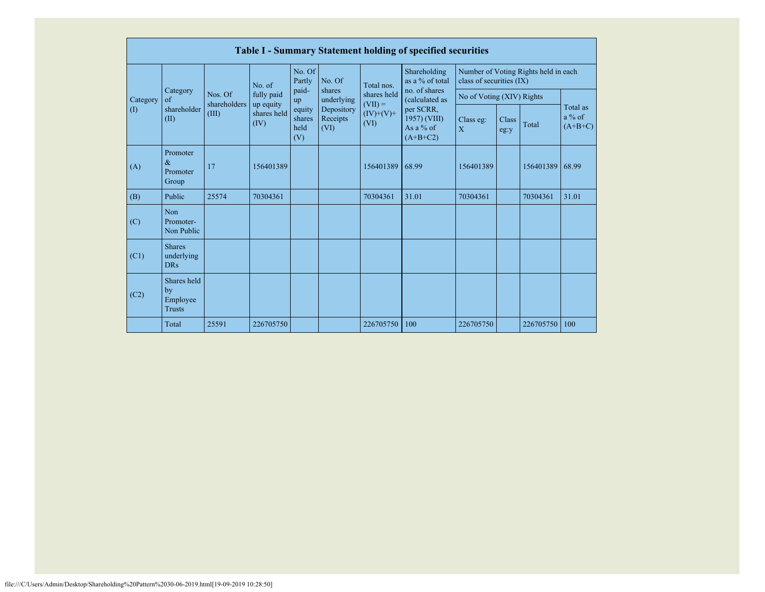| Table I - Summary Statement holding of specified securities | | | | | | | | | | | |
|---|---|---|---|---|---|---|---|---|---|---|---|
| Category (I) | Category of shareholder (II) | Nos. Of shareholders (III) | No. of fully paid up equity shares held (IV) | No. Of Partly paid-up equity shares held (V) | No. Of shares underlying Depository Receipts (VI) | Total nos. shares held (VII) = (IV)+(V)+ (VI) | Shareholding as a % of total no. of shares (calculated as per SCRR, 1957) (VIII) As a % of (A+B+C2) | Number of Voting Rights held in each class of securities (IX) | | | |
| | | | | | | | | No of Voting (XIV) Rights | | | Total as a % of (A+B+C) |
| | | | | | | | | Class eg: X | Class eg:y | Total | |
| (A) | Promoter & Promoter Group | 17 | 156401389 | | | 156401389 | 68.99 | 156401389 | | 156401389 | 68.99 |
| (B) | Public | 25574 | 70304361 | | | 70304361 | 31.01 | 70304361 | | 70304361 | 31.01 |
| (C) | Non Promoter- Non Public | | | | | | | | | | |
| (C1) | Shares underlying DRs | | | | | | | | | | |
| (C2) | Shares held by Employee Trusts | | | | | | | | | | |
| | Total | 25591 | 226705750 | | | 226705750 | 100 | 226705750 | | 226705750 | 100 |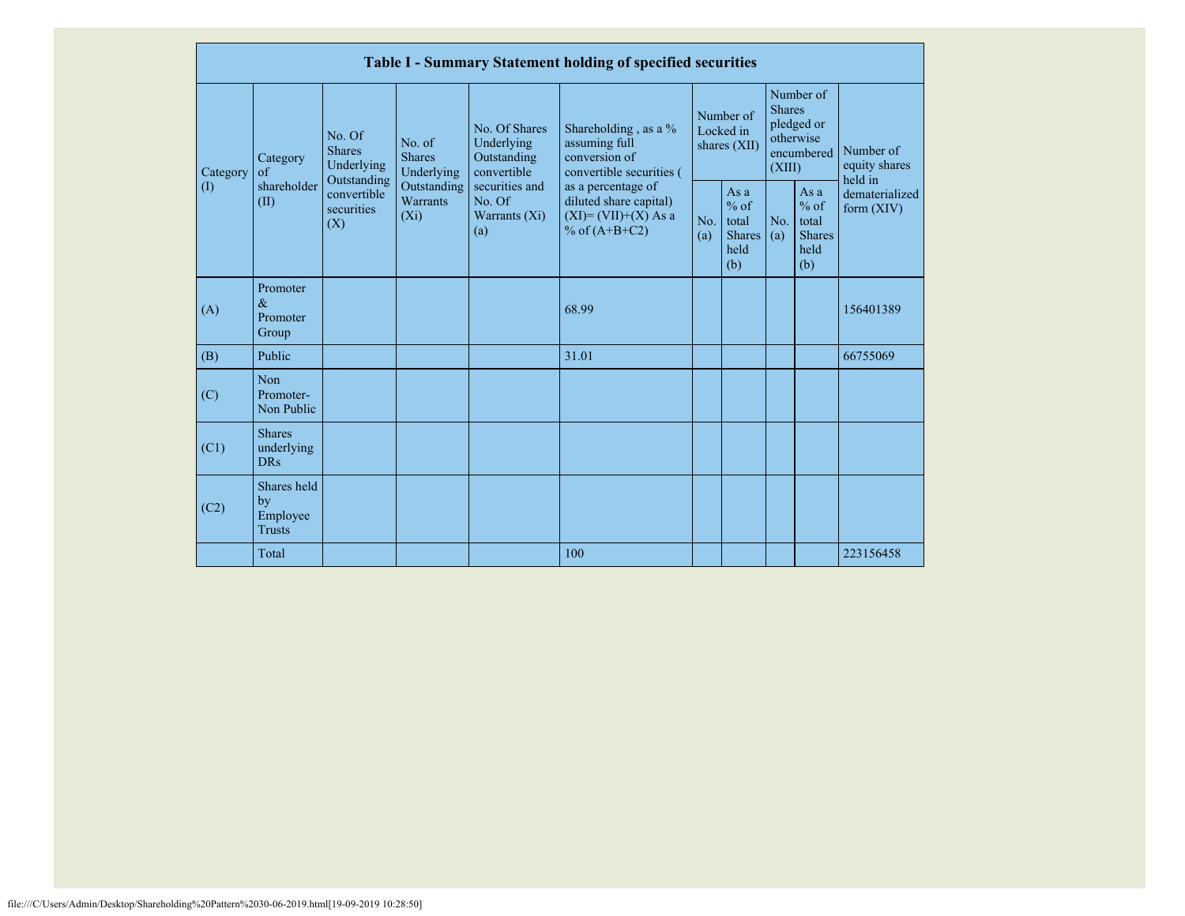| Table I - Summary Statement holding of specified securities | | | | | | | | | | |
|---|---|---|---|---|---|---|---|---|---|---|
| Category (I) | Category of shareholder (II) | No. Of Shares Underlying Outstanding convertible securities (X) | No. of Shares Underlying Outstanding Warrants (Xi) | No. Of Shares Underlying Outstanding convertible securities and No. Of Warrants (Xi) (a) | Shareholding , as a % assuming full conversion of convertible securities ( as a percentage of diluted share capital) (XI)= (VII)+(X) As a % of (A+B+C2) | Number of Locked in shares (XII) | | Number of Shares pledged or otherwise encumbered (XIII) | | Number of equity shares held in dematerialized form (XIV) |
| | | | | | | No. (a) | As a % of total Shares held (b) | No. (a) | As a % of total Shares held (b) | |
| (A) | Promoter & Promoter Group | | | | 68.99 | | | | | 156401389 |
| (B) | Public | | | | 31.01 | | | | | 66755069 |
| (C) | Non Promoter- Non Public | | | | | | | | | |
| (C1) | Shares underlying DRs | | | | | | | | | |
| (C2) | Shares held by Employee Trusts | | | | | | | | | |
| | Total | | | | 100 | | | | | 223156458 |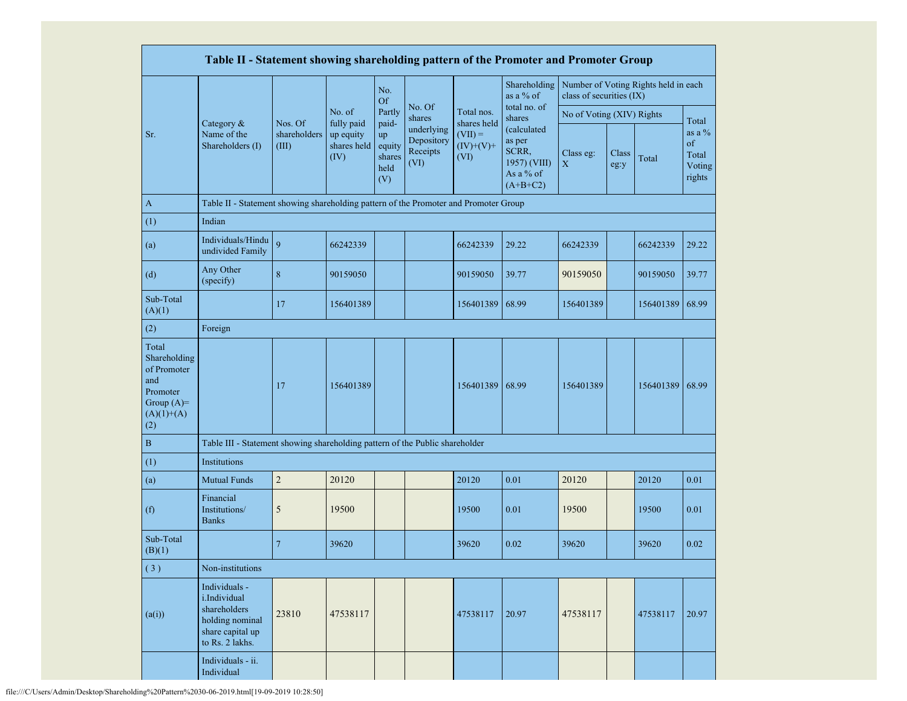| Table II - Statement showing shareholding pattern of the Promoter and Promoter Group | | | | | | | | | | | |
|---|---|---|---|---|---|---|---|---|---|---|---|
| Sr. | Category & Name of the Shareholders (I) | Nos. Of shareholders (III) | No. of fully paid up equity shares held (IV) | No. Of Partly paid-up equity shares held (V) | No. Of shares underlying Depository Receipts (VI) | Total nos. shares held (VII) = (IV)+(V)+ (VI) | Shareholding as a % of total no. of shares (calculated as per SCRR, 1957) (VIII) As a % of (A+B+C2) | Number of Voting Rights held in each class of securities (IX) | | | |
| | | | | | | | | No of Voting (XIV) Rights | | | Total as a % of Total Voting rights |
| | | | | | | | | Class eg: X | Class eg:y | Total | |
| A | Table II - Statement showing shareholding pattern of the Promoter and Promoter Group | | | | | | | | | | |
| (1) | Indian | | | | | | | | | | |
| (a) | Individuals/Hindu undivided Family | 9 | 66242339 | | | 66242339 | 29.22 | 66242339 | | 66242339 | 29.22 |
| (d) | Any Other (specify) | 8 | 90159050 | | | 90159050 | 39.77 | 90159050 | | 90159050 | 39.77 |
| Sub-Total (A)(1) | | 17 | 156401389 | | | 156401389 | 68.99 | 156401389 | | 156401389 | 68.99 |
| (2) | Foreign | | | | | | | | | | |
| Total Shareholding of Promoter and Promoter Group (A)= (A)(1)+(A)(2) | | 17 | 156401389 | | | 156401389 | 68.99 | 156401389 | | 156401389 | 68.99 |
| B | Table III - Statement showing shareholding pattern of the Public shareholder | | | | | | | | | | |
| (1) | Institutions | | | | | | | | | | |
| (a) | Mutual Funds | 2 | 20120 | | | 20120 | 0.01 | 20120 | | 20120 | 0.01 |
| (f) | Financial Institutions/ Banks | 5 | 19500 | | | 19500 | 0.01 | 19500 | | 19500 | 0.01 |
| Sub-Total (B)(1) | | 7 | 39620 | | | 39620 | 0.02 | 39620 | | 39620 | 0.02 |
| (3) | Non-institutions | | | | | | | | | | |
| (a(i)) | Individuals - i.Individual shareholders holding nominal share capital up to Rs. 2 lakhs. | 23810 | 47538117 | | | 47538117 | 20.97 | 47538117 | | 47538117 | 20.97 |
| | Individuals - ii. Individual | | | | | | | | | | |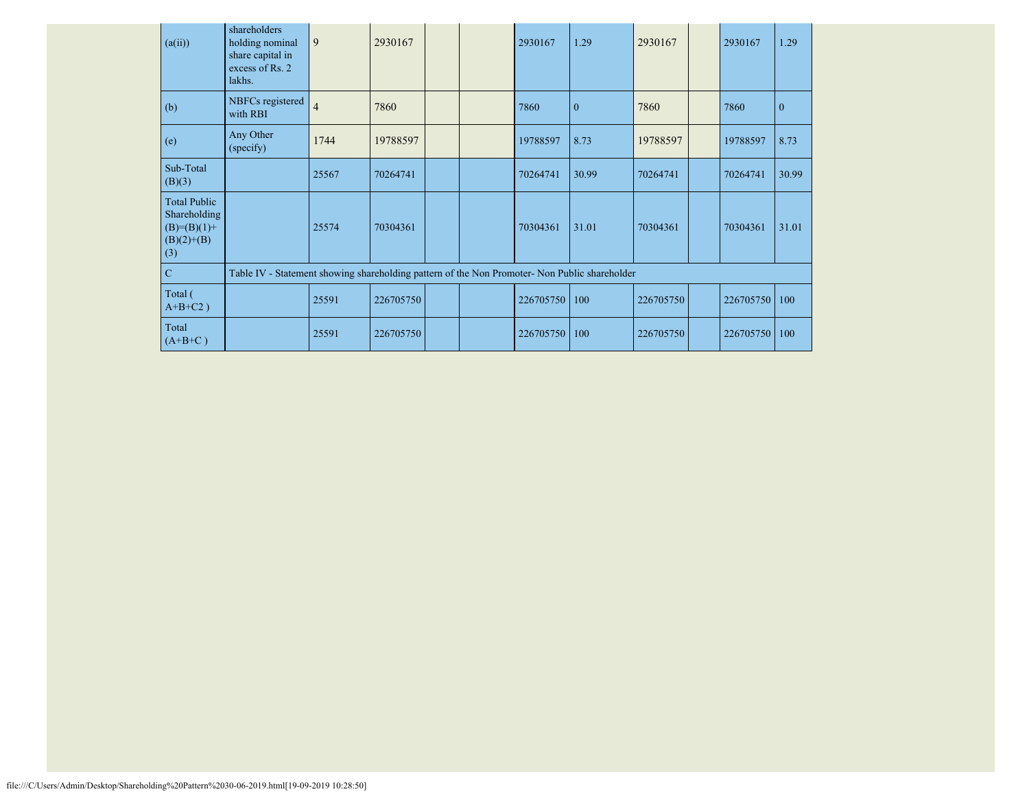| | | | | | | | | | | | |
|---|---|---|---|---|---|---|---|---|---|---|---|
| (a(ii)) | shareholders holding nominal share capital in excess of Rs. 2 lakhs. | 9 | 2930167 | | | 2930167 | 1.29 | 2930167 | | 2930167 | 1.29 |
| (b) | NBFCs registered with RBI | 4 | 7860 | | | 7860 | 0 | 7860 | | 7860 | 0 |
| (e) | Any Other (specify) | 1744 | 19788597 | | | 19788597 | 8.73 | 19788597 | | 19788597 | 8.73 |
| Sub-Total (B)(3) | | 25567 | 70264741 | | | 70264741 | 30.99 | 70264741 | | 70264741 | 30.99 |
| Total Public Shareholding (B)=(B)(1)+(B)(2)+(B)(3) | | 25574 | 70304361 | | | 70304361 | 31.01 | 70304361 | | 70304361 | 31.01 |
| C | Table IV - Statement showing shareholding pattern of the Non Promoter- Non Public shareholder | | | | | | | | | | |
| Total ( A+B+C2 ) | | 25591 | 226705750 | | | 226705750 | 100 | 226705750 | | 226705750 | 100 |
| Total (A+B+C ) | | 25591 | 226705750 | | | 226705750 | 100 | 226705750 | | 226705750 | 100 |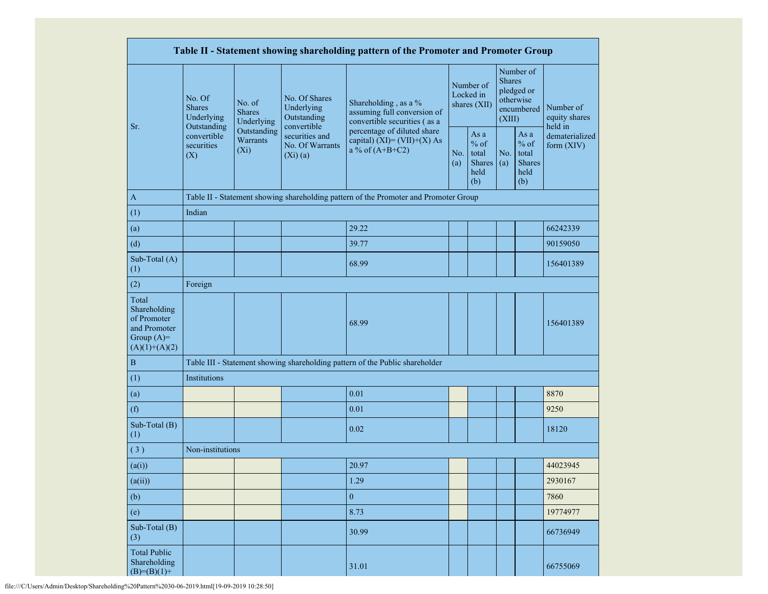| Table II - Statement showing shareholding pattern of the Promoter and Promoter Group | | | | | | | | | |
|---|---|---|---|---|---|---|---|---|---|
| Sr. | No. Of Shares Underlying Outstanding convertible securities (X) | No. of Shares Underlying Outstanding Warrants (Xi) | No. Of Shares Underlying Outstanding convertible securities and No. Of Warrants (Xi) (a) | Shareholding , as a % assuming full conversion of convertible securities ( as a percentage of diluted share capital) (XI)= (VII)+(X) As a % of (A+B+C2) | Number of Locked in shares (XII) | | Number of Shares pledged or otherwise encumbered (XIII) | | Number of equity shares held in dematerialized form (XIV) |
| | | | | | No. (a) | As a % of total Shares held (b) | No. (a) | As a % of total Shares held (b) | |
| A | Table II - Statement showing shareholding pattern of the Promoter and Promoter Group | | | | | | | | |
| (1) | Indian | | | | | | | | |
| (a) | | | | 29.22 | | | | | 66242339 |
| (d) | | | | 39.77 | | | | | 90159050 |
| Sub-Total (A) (1) | | | | 68.99 | | | | | 156401389 |
| (2) | Foreign | | | | | | | | |
| Total Shareholding of Promoter and Promoter Group (A)=(A)(1)+(A)(2) | | | | 68.99 | | | | | 156401389 |
| B | Table III - Statement showing shareholding pattern of the Public shareholder | | | | | | | | |
| (1) | Institutions | | | | | | | | |
| (a) | | | | 0.01 | | | | | 8870 |
| (f) | | | | 0.01 | | | | | 9250 |
| Sub-Total (B) (1) | | | | 0.02 | | | | | 18120 |
| ( 3 ) | Non-institutions | | | | | | | | |
| (a(i)) | | | | 20.97 | | | | | 44023945 |
| (a(ii)) | | | | 1.29 | | | | | 2930167 |
| (b) | | | | 0 | | | | | 7860 |
| (e) | | | | 8.73 | | | | | 19774977 |
| Sub-Total (B) (3) | | | | 30.99 | | | | | 66736949 |
| Total Public Shareholding (B)=(B)(1)+ | | | | 31.01 | | | | | 66755069 |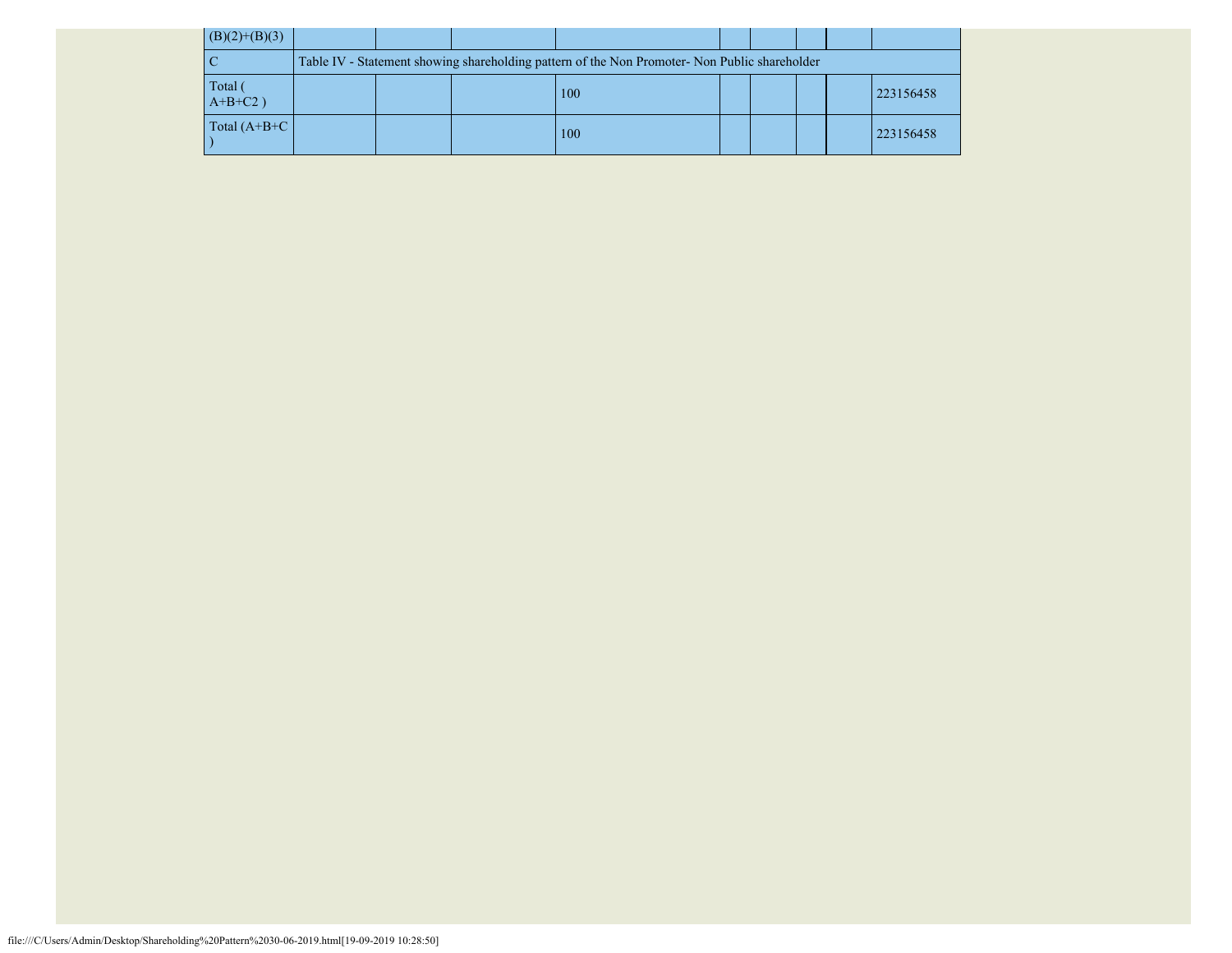| (B)(2)+(B)(3) | | | | | | | | | |
|---|---|---|---|---|---|---|---|---|---|
| C | Table IV - Statement showing shareholding pattern of the Non Promoter- Non Public shareholder | | | | | | | | |
| Total ( A+B+C2 ) | | | | 100 | | | | | 223156458 |
| Total (A+B+C ) | | | | 100 | | | | | 223156458 |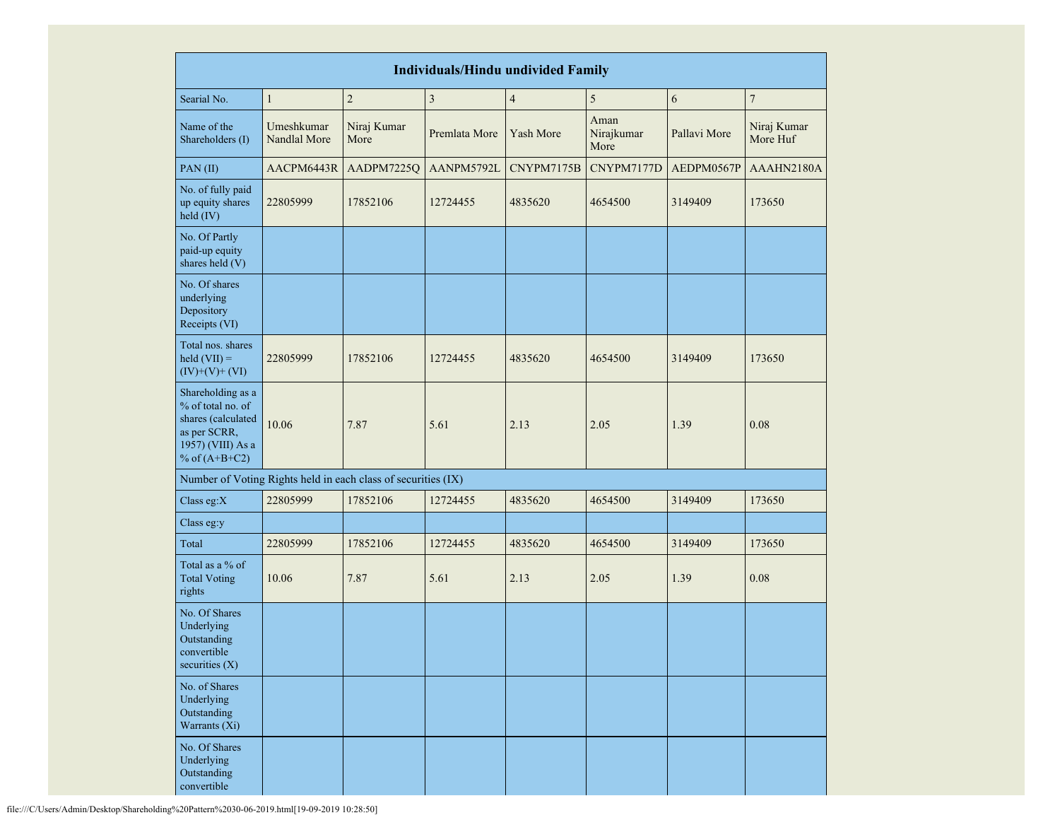| Individuals/Hindu undivided Family | | | | | | | |
|---|---|---|---|---|---|---|---|
| Searial No. | 1 | 2 | 3 | 4 | 5 | 6 | 7 |
| Name of the Shareholders (I) | Umeshkumar Nandlal More | Niraj Kumar More | Premlata More | Yash More | Aman Nirajkumar More | Pallavi More | Niraj Kumar More Huf |
| PAN (II) | AACPM6443R | AADPM7225Q | AANPM5792L | CNYPM7175B | CNYPM7177D | AEDPM0567P | AAAHN2180A |
| No. of fully paid up equity shares held (IV) | 22805999 | 17852106 | 12724455 | 4835620 | 4654500 | 3149409 | 173650 |
| No. Of Partly paid-up equity shares held (V) | | | | | | | |
| No. Of shares underlying Depository Receipts (VI) | | | | | | | |
| Total nos. shares held (VII) = (IV)+(V)+ (VI) | 22805999 | 17852106 | 12724455 | 4835620 | 4654500 | 3149409 | 173650 |
| Shareholding as a % of total no. of shares (calculated as per SCRR, 1957) (VIII) As a % of (A+B+C2) | 10.06 | 7.87 | 5.61 | 2.13 | 2.05 | 1.39 | 0.08 |
| Number of Voting Rights held in each class of securities (IX) | | | | | | | |
| Class eg:X | 22805999 | 17852106 | 12724455 | 4835620 | 4654500 | 3149409 | 173650 |
| Class eg:y | | | | | | | |
| Total | 22805999 | 17852106 | 12724455 | 4835620 | 4654500 | 3149409 | 173650 |
| Total as a % of Total Voting rights | 10.06 | 7.87 | 5.61 | 2.13 | 2.05 | 1.39 | 0.08 |
| No. Of Shares Underlying Outstanding convertible securities (X) | | | | | | | |
| No. of Shares Underlying Outstanding Warrants (Xi) | | | | | | | |
| No. Of Shares Underlying Outstanding convertible | | | | | | | |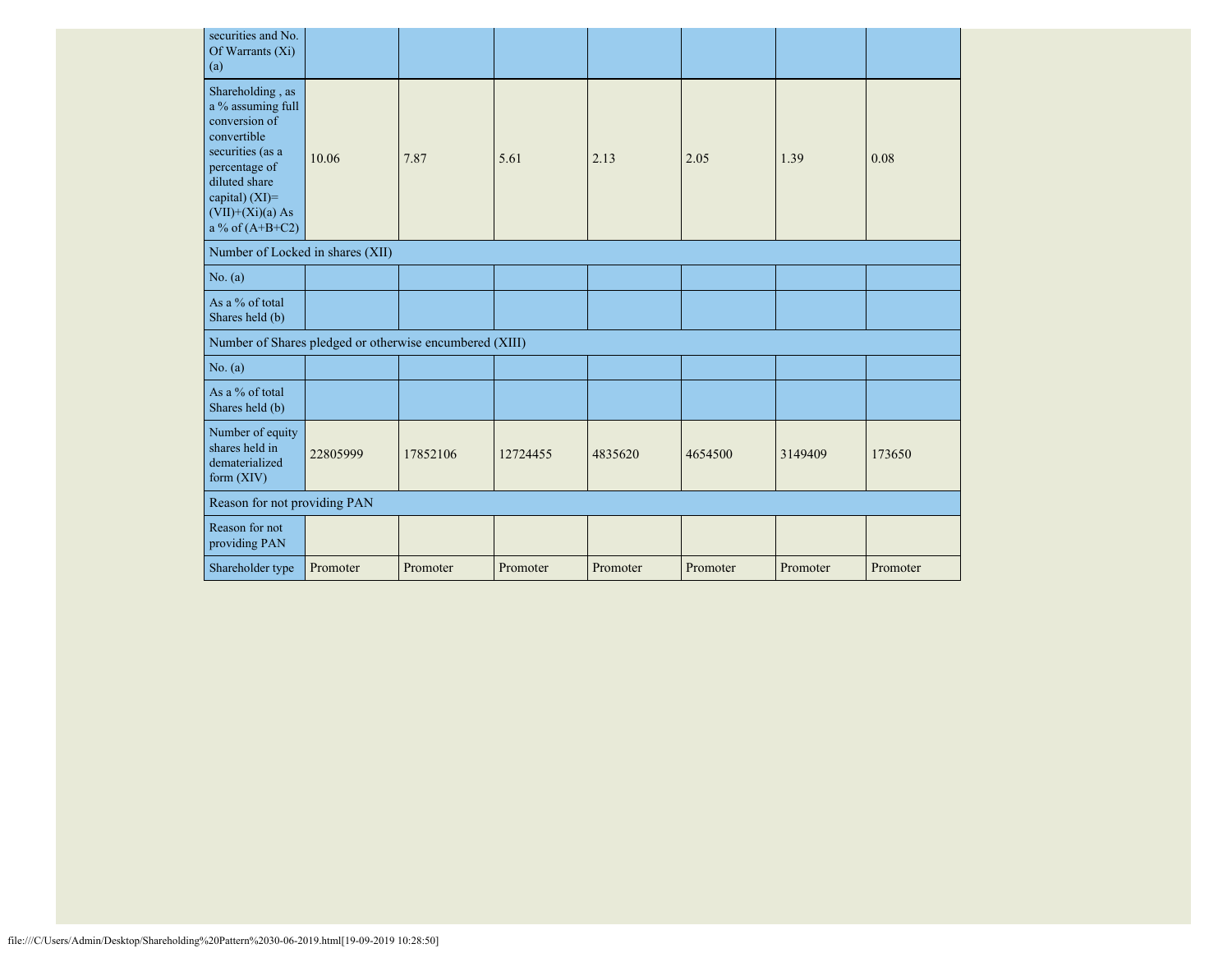| securities and No. Of Warrants (Xi) (a) | | | | | | | |
|---|---|---|---|---|---|---|---|
| Shareholding , as a % assuming full conversion of convertible securities (as a percentage of diluted share capital) (XI)= (VII)+(Xi)(a) As a % of (A+B+C2) | 10.06 | 7.87 | 5.61 | 2.13 | 2.05 | 1.39 | 0.08 |
| Number of Locked in shares (XII) | | | | | | | |
| No. (a) | | | | | | | |
| As a % of total Shares held (b) | | | | | | | |
| Number of Shares pledged or otherwise encumbered (XIII) | | | | | | | |
| No. (a) | | | | | | | |
| As a % of total Shares held (b) | | | | | | | |
| Number of equity shares held in dematerialized form (XIV) | 22805999 | 17852106 | 12724455 | 4835620 | 4654500 | 3149409 | 173650 |
| Reason for not providing PAN | | | | | | | |
| Reason for not providing PAN | | | | | | | |
| Shareholder type | Promoter | Promoter | Promoter | Promoter | Promoter | Promoter | Promoter |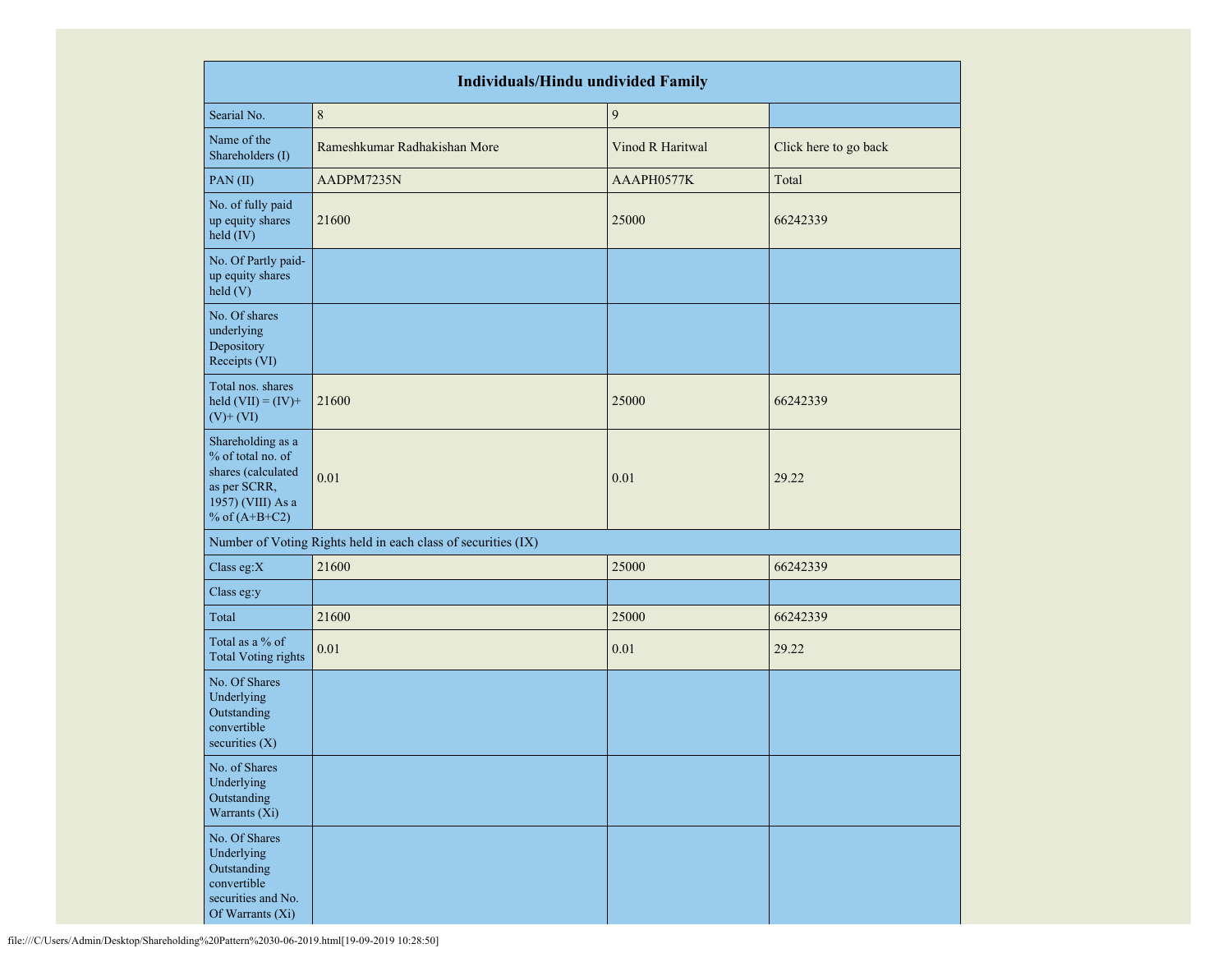| Individuals/Hindu undivided Family | | | |
|---|---|---|---|
| Searial No. | 8 | 9 | |
| Name of the Shareholders (I) | Rameshkumar Radhakishan More | Vinod R Haritwal | Click here to go back |
| PAN (II) | AADPM7235N | AAAPH0577K | Total |
| No. of fully paid up equity shares held (IV) | 21600 | 25000 | 66242339 |
| No. Of Partly paid-up equity shares held (V) | | | |
| No. Of shares underlying Depository Receipts (VI) | | | |
| Total nos. shares held (VII) = (IV)+(V)+ (VI) | 21600 | 25000 | 66242339 |
| Shareholding as a % of total no. of shares (calculated as per SCRR, 1957) (VIII) As a % of (A+B+C2) | 0.01 | 0.01 | 29.22 |
| Number of Voting Rights held in each class of securities (IX) | | | |
| Class eg:X | 21600 | 25000 | 66242339 |
| Class eg:y | | | |
| Total | 21600 | 25000 | 66242339 |
| Total as a % of Total Voting rights | 0.01 | 0.01 | 29.22 |
| No. Of Shares Underlying Outstanding convertible securities (X) | | | |
| No. of Shares Underlying Outstanding Warrants (Xi) | | | |
| No. Of Shares Underlying Outstanding convertible securities and No. Of Warrants (Xi) | | | |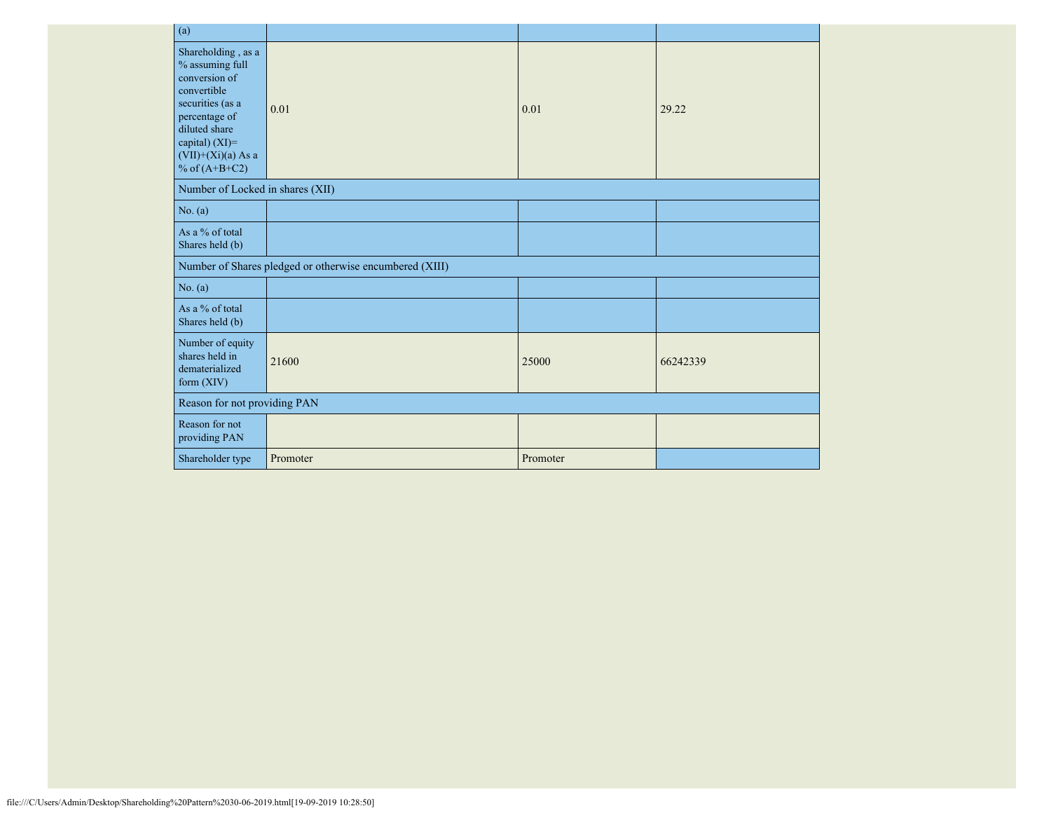| (a) | | | |
|---|---|---|---|
| Shareholding , as a % assuming full conversion of convertible securities (as a percentage of diluted share capital) (XI)= (VII)+(Xi)(a) As a % of (A+B+C2) | 0.01 | 0.01 | 29.22 |
| Number of Locked in shares (XII) | | | |
| No. (a) | | | |
| As a % of total Shares held (b) | | | |
| Number of Shares pledged or otherwise encumbered (XIII) | | | |
| No. (a) | | | |
| As a % of total Shares held (b) | | | |
| Number of equity shares held in dematerialized form (XIV) | 21600 | 25000 | 66242339 |
| Reason for not providing PAN | | | |
| Reason for not providing PAN | | | |
| Shareholder type | Promoter | Promoter | |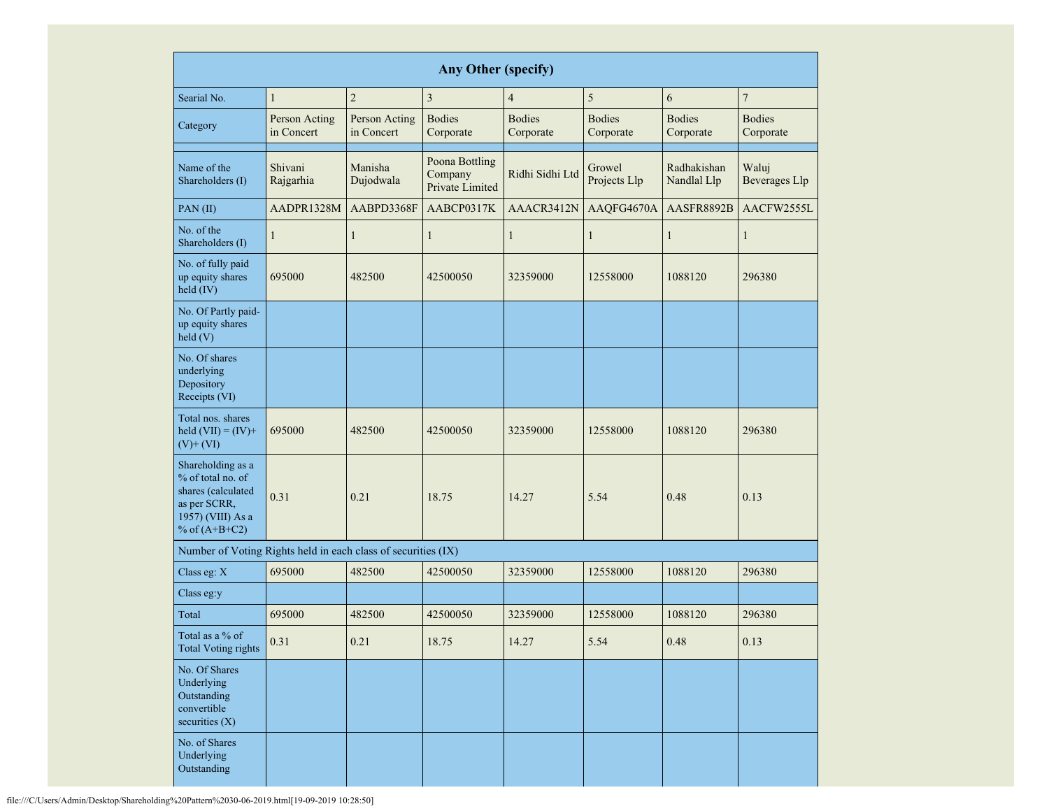| Any Other (specify) | | | | | | | |
|---|---|---|---|---|---|---|---|
| Searial No. | 1 | 2 | 3 | 4 | 5 | 6 | 7 |
| Category | Person Acting in Concert | Person Acting in Concert | Bodies Corporate | Bodies Corporate | Bodies Corporate | Bodies Corporate | Bodies Corporate |
| | | | | | | | |
| Name of the Shareholders (I) | Shivani Rajgarhia | Manisha Dujodwala | Poona Bottling Company Private Limited | Ridhi Sidhi Ltd | Growel Projects Llp | Radhakishan Nandlal Llp | Waluj Beverages Llp |
| PAN (II) | AADPR1328M | AABPD3368F | AABCP0317K | AAACR3412N | AAQFG4670A | AASFR8892B | AACFW2555L |
| No. of the Shareholders (I) | 1 | 1 | 1 | 1 | 1 | 1 | 1 |
| No. of fully paid up equity shares held (IV) | 695000 | 482500 | 42500050 | 32359000 | 12558000 | 1088120 | 296380 |
| No. Of Partly paid-up equity shares held (V) | | | | | | | |
| No. Of shares underlying Depository Receipts (VI) | | | | | | | |
| Total nos. shares held (VII) = (IV)+ (V)+ (VI) | 695000 | 482500 | 42500050 | 32359000 | 12558000 | 1088120 | 296380 |
| Shareholding as a % of total no. of shares (calculated as per SCRR, 1957) (VIII) As a % of (A+B+C2) | 0.31 | 0.21 | 18.75 | 14.27 | 5.54 | 0.48 | 0.13 |
| Number of Voting Rights held in each class of securities (IX) | | | | | | | |
| Class eg: X | 695000 | 482500 | 42500050 | 32359000 | 12558000 | 1088120 | 296380 |
| Class eg:y | | | | | | | |
| Total | 695000 | 482500 | 42500050 | 32359000 | 12558000 | 1088120 | 296380 |
| Total as a % of Total Voting rights | 0.31 | 0.21 | 18.75 | 14.27 | 5.54 | 0.48 | 0.13 |
| No. Of Shares Underlying Outstanding convertible securities (X) | | | | | | | |
| No. of Shares Underlying Outstanding | | | | | | | |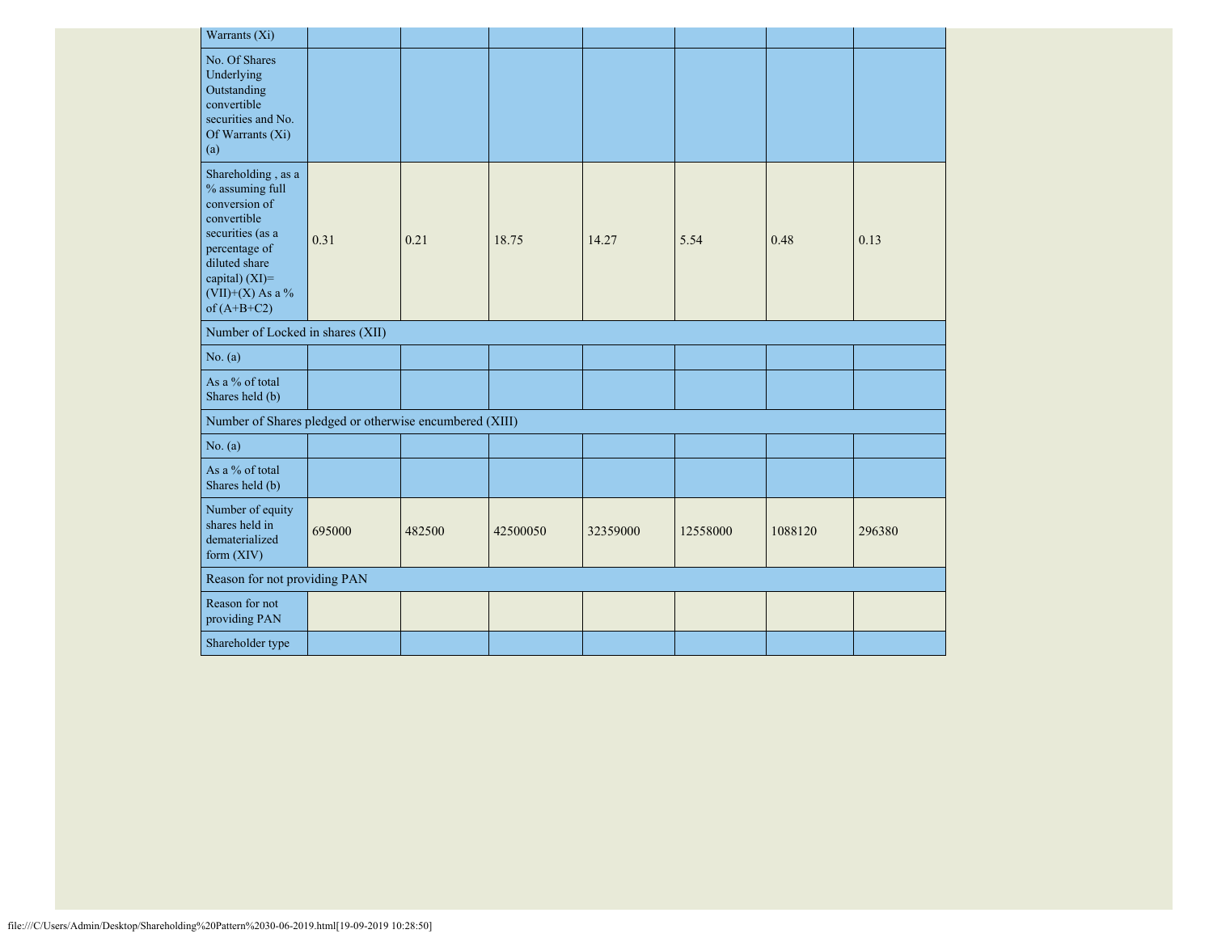| Warrants (Xi) | | | | | | | |
|---|---|---|---|---|---|---|---|
| No. Of Shares Underlying Outstanding convertible securities and No. Of Warrants (Xi) (a) | | | | | | | |
| Shareholding , as a % assuming full conversion of convertible securities (as a percentage of diluted share capital) (XI)= (VII)+(X) As a % of (A+B+C2) | 0.31 | 0.21 | 18.75 | 14.27 | 5.54 | 0.48 | 0.13 |
| Number of Locked in shares (XII) | | | | | | | |
| No. (a) | | | | | | | |
| As a % of total Shares held (b) | | | | | | | |
| Number of Shares pledged or otherwise encumbered (XIII) | | | | | | | |
| No. (a) | | | | | | | |
| As a % of total Shares held (b) | | | | | | | |
| Number of equity shares held in dematerialized form (XIV) | 695000 | 482500 | 42500050 | 32359000 | 12558000 | 1088120 | 296380 |
| Reason for not providing PAN | | | | | | | |
| Reason for not providing PAN | | | | | | | |
| Shareholder type | | | | | | | |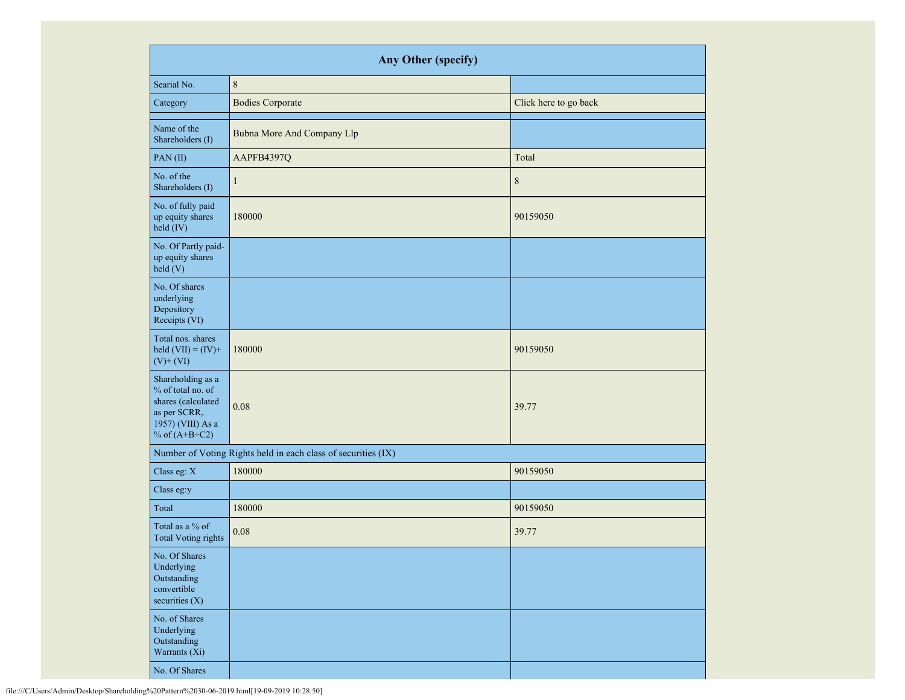| Any Other (specify) | | |
|---|---|---|
| Searial No. | 8 | |
| Category | Bodies Corporate | Click here to go back |
| | | |
| Name of the Shareholders (I) | Bubna More And Company Llp | |
| PAN (II) | AAPFB4397Q | Total |
| No. of the Shareholders (I) | 1 | 8 |
| No. of fully paid up equity shares held (IV) | 180000 | 90159050 |
| No. Of Partly paid-up equity shares held (V) | | |
| No. Of shares underlying Depository Receipts (VI) | | |
| Total nos. shares held (VII) = (IV)+ (V)+ (VI) | 180000 | 90159050 |
| Shareholding as a % of total no. of shares (calculated as per SCRR, 1957) (VIII) As a % of (A+B+C2) | 0.08 | 39.77 |
| Number of Voting Rights held in each class of securities (IX) | | |
| Class eg: X | 180000 | 90159050 |
| Class eg:y | | |
| Total | 180000 | 90159050 |
| Total as a % of Total Voting rights | 0.08 | 39.77 |
| No. Of Shares Underlying Outstanding convertible securities (X) | | |
| No. of Shares Underlying Outstanding Warrants (Xi) | | |
| No. Of Shares | | |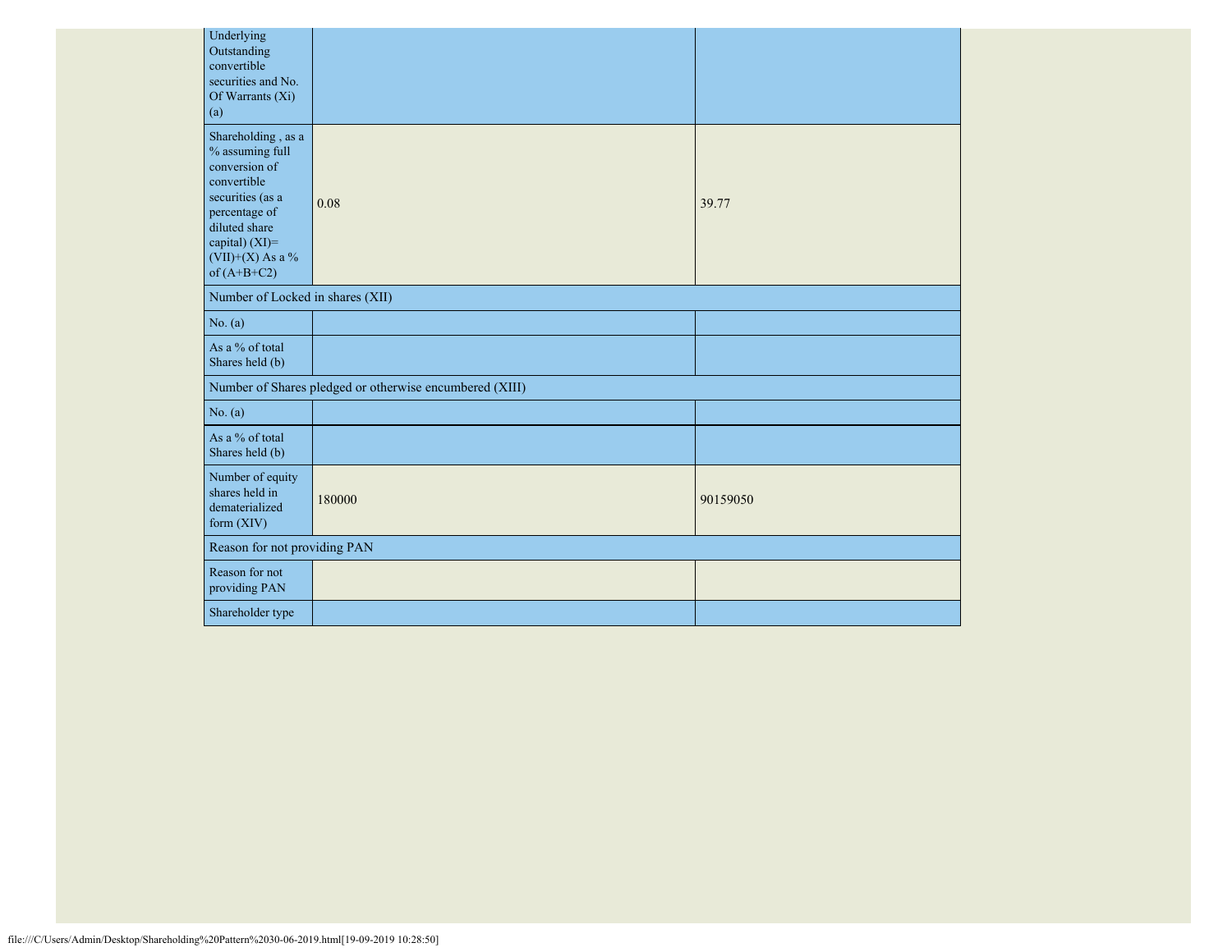| | | |
|---|---|---|
| Underlying Outstanding convertible securities and No. Of Warrants (Xi) (a) | | |
| Shareholding , as a % assuming full conversion of convertible securities (as a percentage of diluted share capital) (XI)= (VII)+(X) As a % of (A+B+C2) | 0.08 | 39.77 |
| Number of Locked in shares (XII) | | |
| No. (a) | | |
| As a % of total Shares held (b) | | |
| Number of Shares pledged or otherwise encumbered (XIII) | | |
| No. (a) | | |
| As a % of total Shares held (b) | | |
| Number of equity shares held in dematerialized form (XIV) | 180000 | 90159050 |
| Reason for not providing PAN | | |
| Reason for not providing PAN | | |
| Shareholder type | | |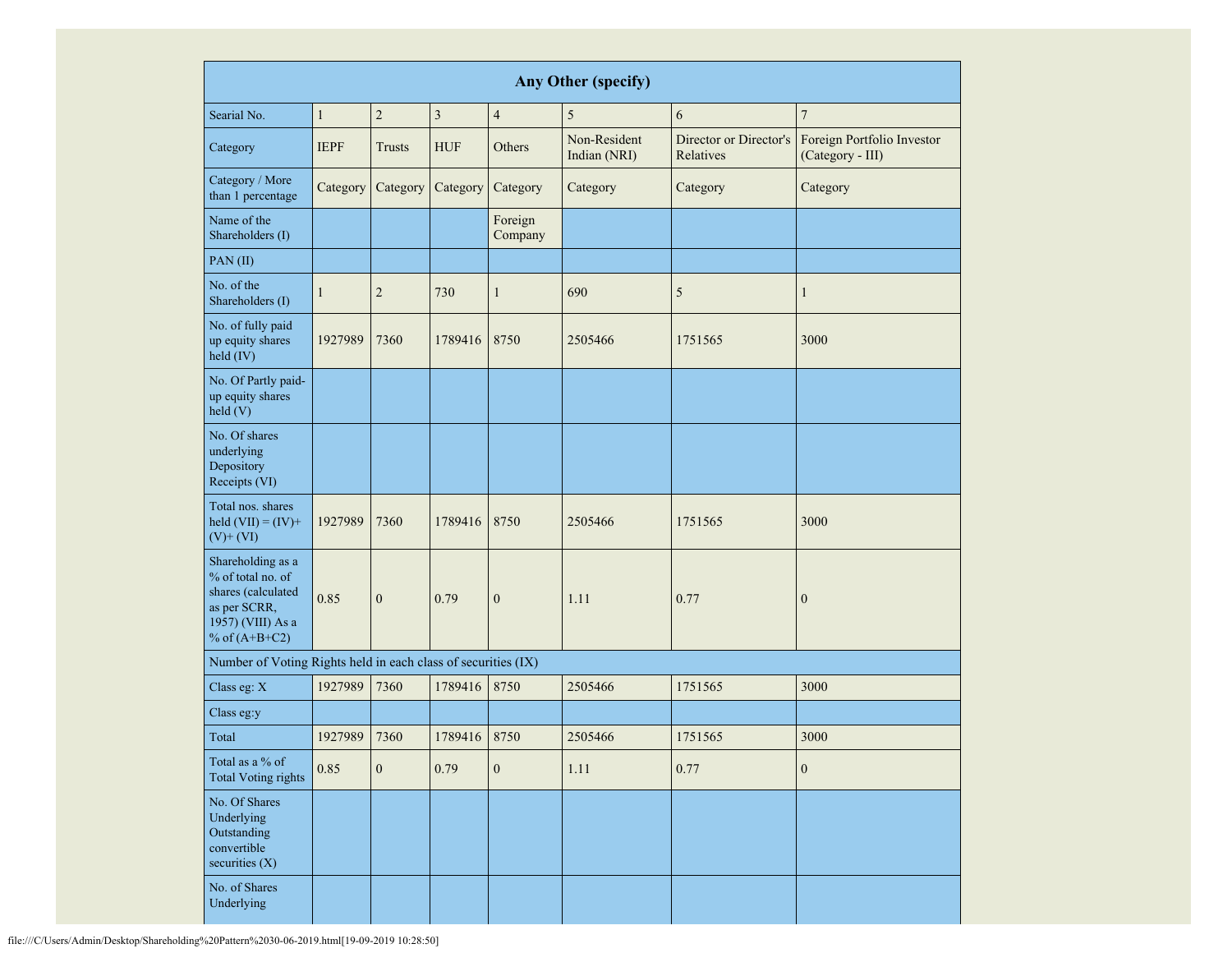| Any Other (specify) | | | | | | | |
|---|---|---|---|---|---|---|---|
| Searial No. | 1 | 2 | 3 | 4 | 5 | 6 | 7 |
| Category | IEPF | Trusts | HUF | Others | Non-Resident Indian (NRI) | Director or Director's Relatives | Foreign Portfolio Investor (Category - III) |
| Category / More than 1 percentage | Category | Category | Category | Category | Category | Category | Category |
| Name of the Shareholders (I) | | | | Foreign Company | | | |
| PAN (II) | | | | | | | |
| No. of the Shareholders (I) | 1 | 2 | 730 | 1 | 690 | 5 | 1 |
| No. of fully paid up equity shares held (IV) | 1927989 | 7360 | 1789416 | 8750 | 2505466 | 1751565 | 3000 |
| No. Of Partly paid-up equity shares held (V) | | | | | | | |
| No. Of shares underlying Depository Receipts (VI) | | | | | | | |
| Total nos. shares held (VII) = (IV)+(V)+ (VI) | 1927989 | 7360 | 1789416 | 8750 | 2505466 | 1751565 | 3000 |
| Shareholding as a % of total no. of shares (calculated as per SCRR, 1957) (VIII) As a % of (A+B+C2) | 0.85 | 0 | 0.79 | 0 | 1.11 | 0.77 | 0 |
| Number of Voting Rights held in each class of securities (IX) | | | | | | | |
| Class eg: X | 1927989 | 7360 | 1789416 | 8750 | 2505466 | 1751565 | 3000 |
| Class eg:y | | | | | | | |
| Total | 1927989 | 7360 | 1789416 | 8750 | 2505466 | 1751565 | 3000 |
| Total as a % of Total Voting rights | 0.85 | 0 | 0.79 | 0 | 1.11 | 0.77 | 0 |
| No. Of Shares Underlying Outstanding convertible securities (X) | | | | | | | |
| No. of Shares Underlying | | | | | | | |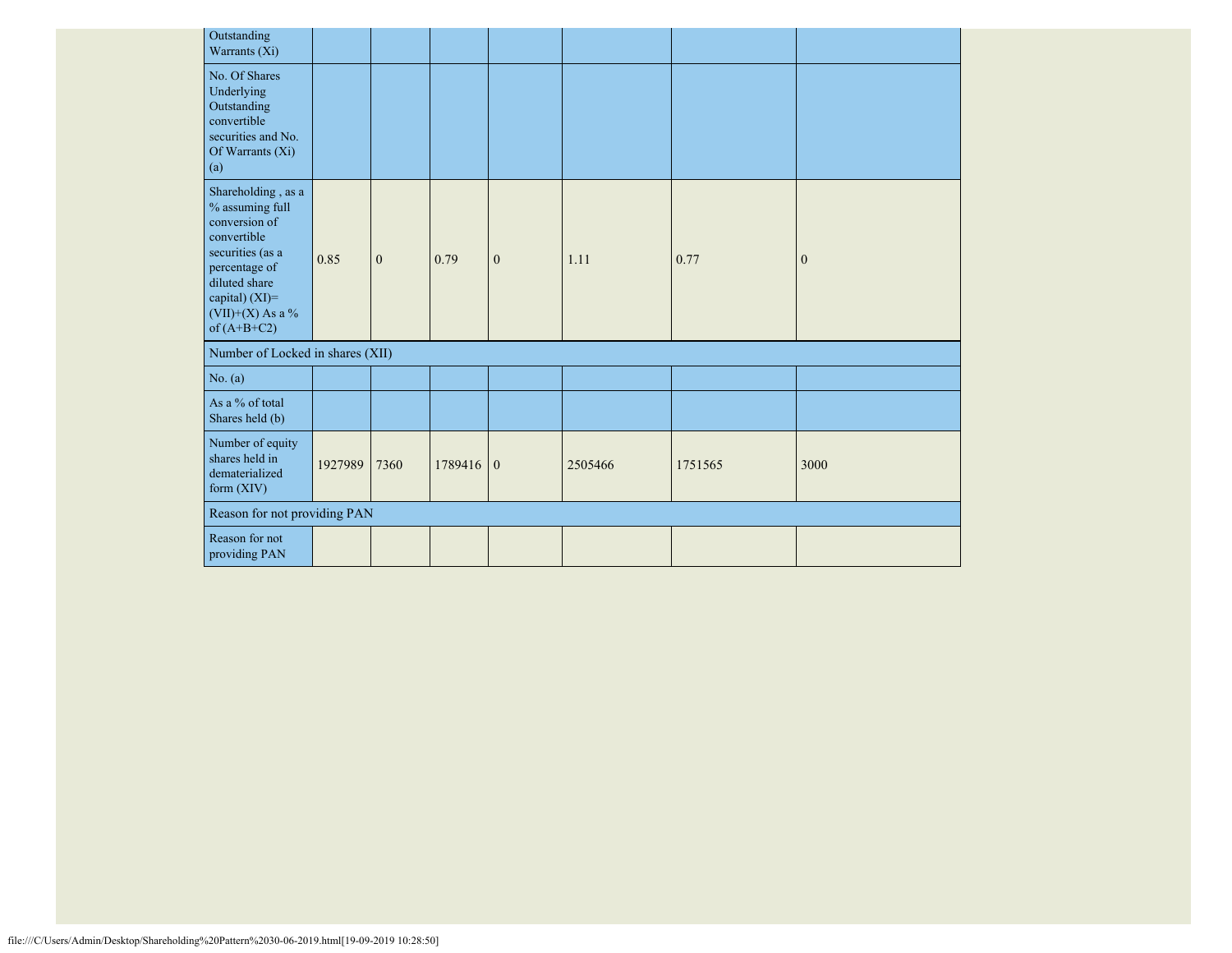| | | | | | | | |
|---|---|---|---|---|---|---|---|
| Outstanding Warrants (Xi) | | | | | | | |
| No. Of Shares Underlying Outstanding convertible securities and No. Of Warrants (Xi) (a) | | | | | | | |
| Shareholding , as a % assuming full conversion of convertible securities (as a percentage of diluted share capital) (XI)= (VII)+(X) As a % of (A+B+C2) | 0.85 | 0 | 0.79 | 0 | 1.11 | 0.77 | 0 |
| Number of Locked in shares (XII) | | | | | | | |
| No. (a) | | | | | | | |
| As a % of total Shares held (b) | | | | | | | |
| Number of equity shares held in dematerialized form (XIV) | 1927989 | 7360 | 1789416 | 0 | 2505466 | 1751565 | 3000 |
| Reason for not providing PAN | | | | | | | |
| Reason for not providing PAN | | | | | | | |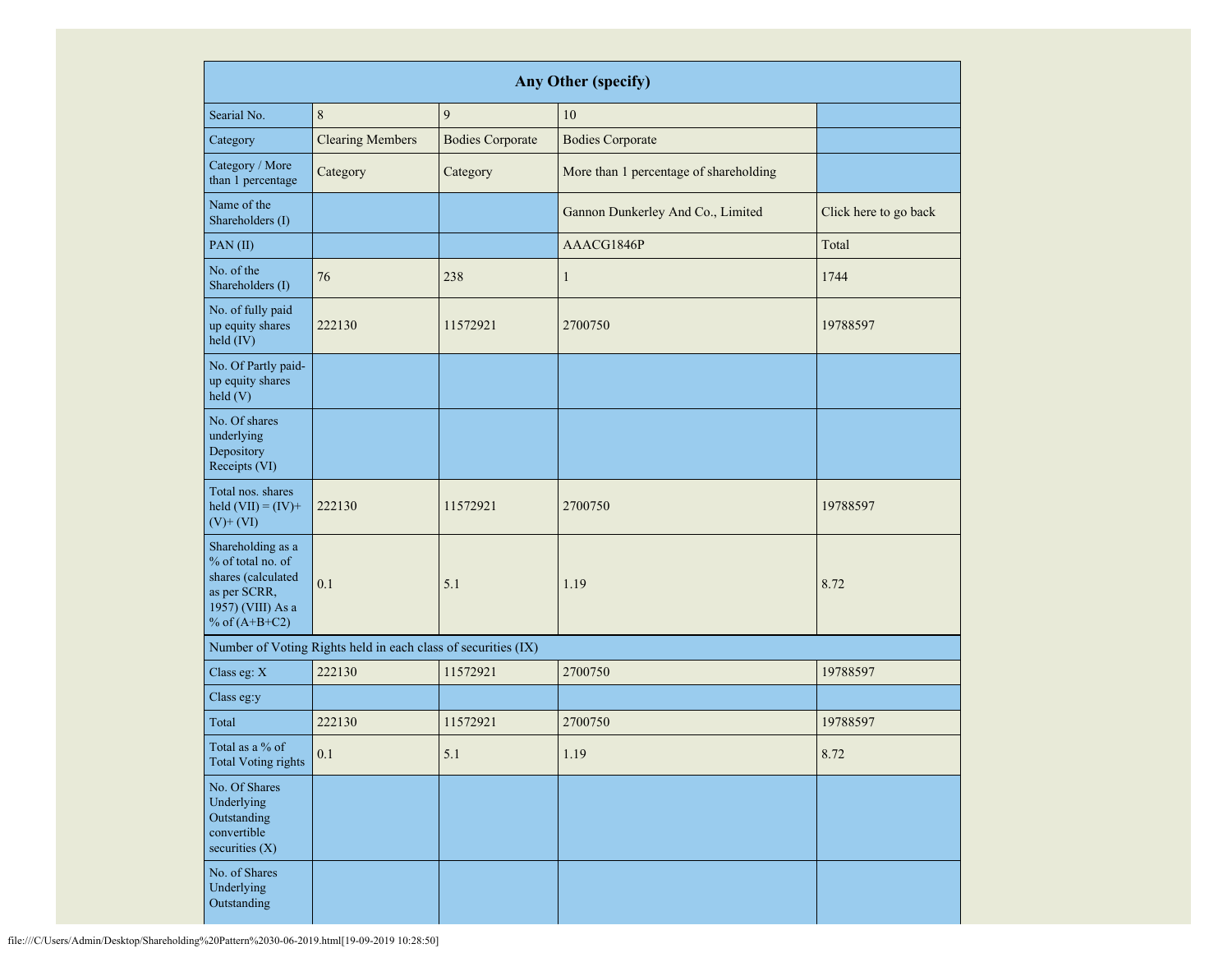| Any Other (specify) | | | | |
|---|---|---|---|---|
| Searial No. | 8 | 9 | 10 | |
| Category | Clearing Members | Bodies Corporate | Bodies Corporate | |
| Category / More than 1 percentage | Category | Category | More than 1 percentage of shareholding | |
| Name of the Shareholders (I) | | | Gannon Dunkerley And Co., Limited | Click here to go back |
| PAN (II) | | | AAACG1846P | Total |
| No. of the Shareholders (I) | 76 | 238 | 1 | 1744 |
| No. of fully paid up equity shares held (IV) | 222130 | 11572921 | 2700750 | 19788597 |
| No. Of Partly paid-up equity shares held (V) | | | | |
| No. Of shares underlying Depository Receipts (VI) | | | | |
| Total nos. shares held (VII) = (IV)+ (V)+ (VI) | 222130 | 11572921 | 2700750 | 19788597 |
| Shareholding as a % of total no. of shares (calculated as per SCRR, 1957) (VIII) As a % of (A+B+C2) | 0.1 | 5.1 | 1.19 | 8.72 |
| Number of Voting Rights held in each class of securities (IX) | | | | |
| Class eg: X | 222130 | 11572921 | 2700750 | 19788597 |
| Class eg:y | | | | |
| Total | 222130 | 11572921 | 2700750 | 19788597 |
| Total as a % of Total Voting rights | 0.1 | 5.1 | 1.19 | 8.72 |
| No. Of Shares Underlying Outstanding convertible securities (X) | | | | |
| No. of Shares Underlying Outstanding | | | | |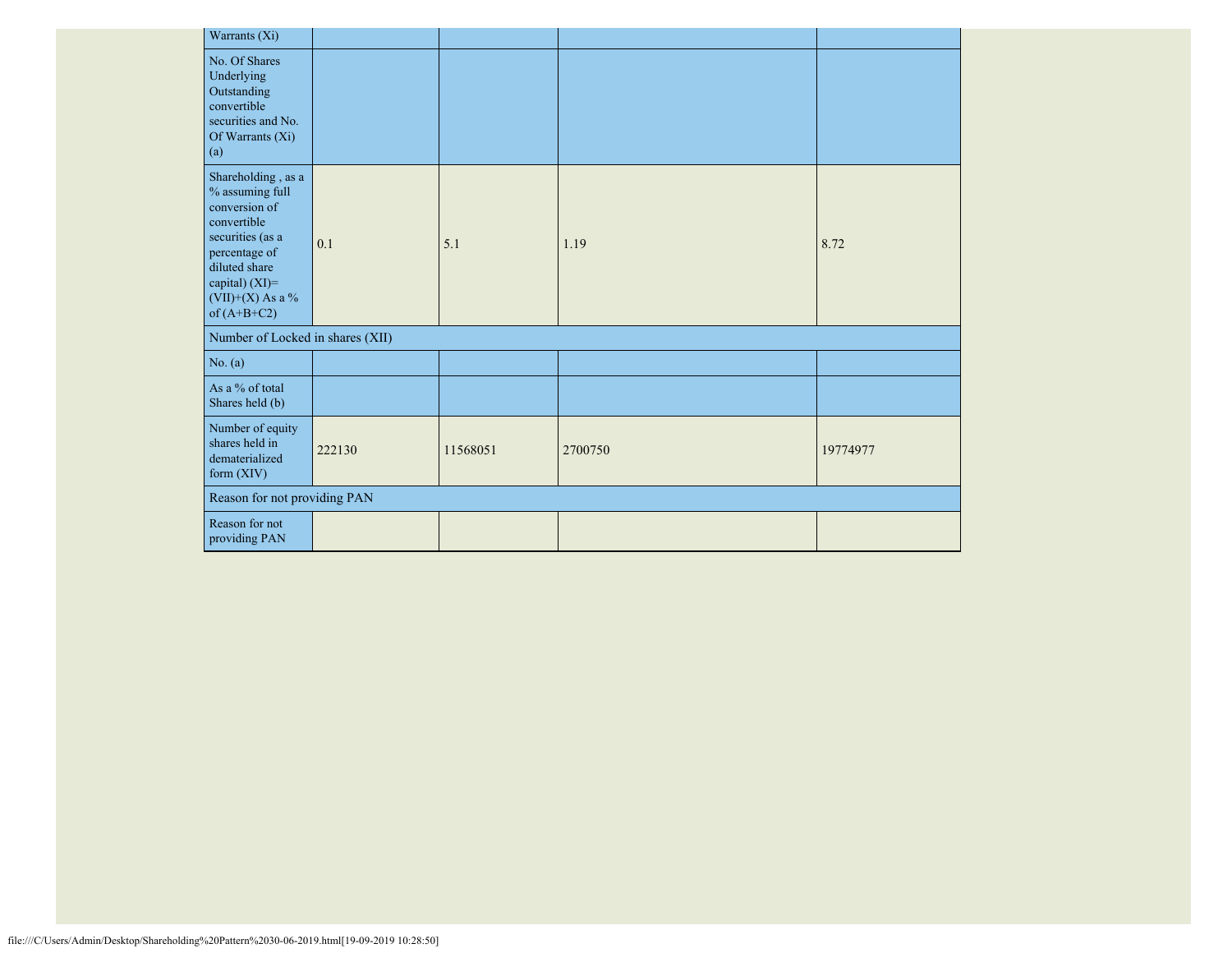| | | | | |
|---|---|---|---|---|
| Warrants (Xi) | | | | |
| No. Of Shares Underlying Outstanding convertible securities and No. Of Warrants (Xi) (a) | | | | |
| Shareholding , as a % assuming full conversion of convertible securities (as a percentage of diluted share capital) (XI)= (VII)+(X) As a % of (A+B+C2) | 0.1 | 5.1 | 1.19 | 8.72 |
| Number of Locked in shares (XII) | | | | |
| No. (a) | | | | |
| As a % of total Shares held (b) | | | | |
| Number of equity shares held in dematerialized form (XIV) | 222130 | 11568051 | 2700750 | 19774977 |
| Reason for not providing PAN | | | | |
| Reason for not providing PAN | | | | |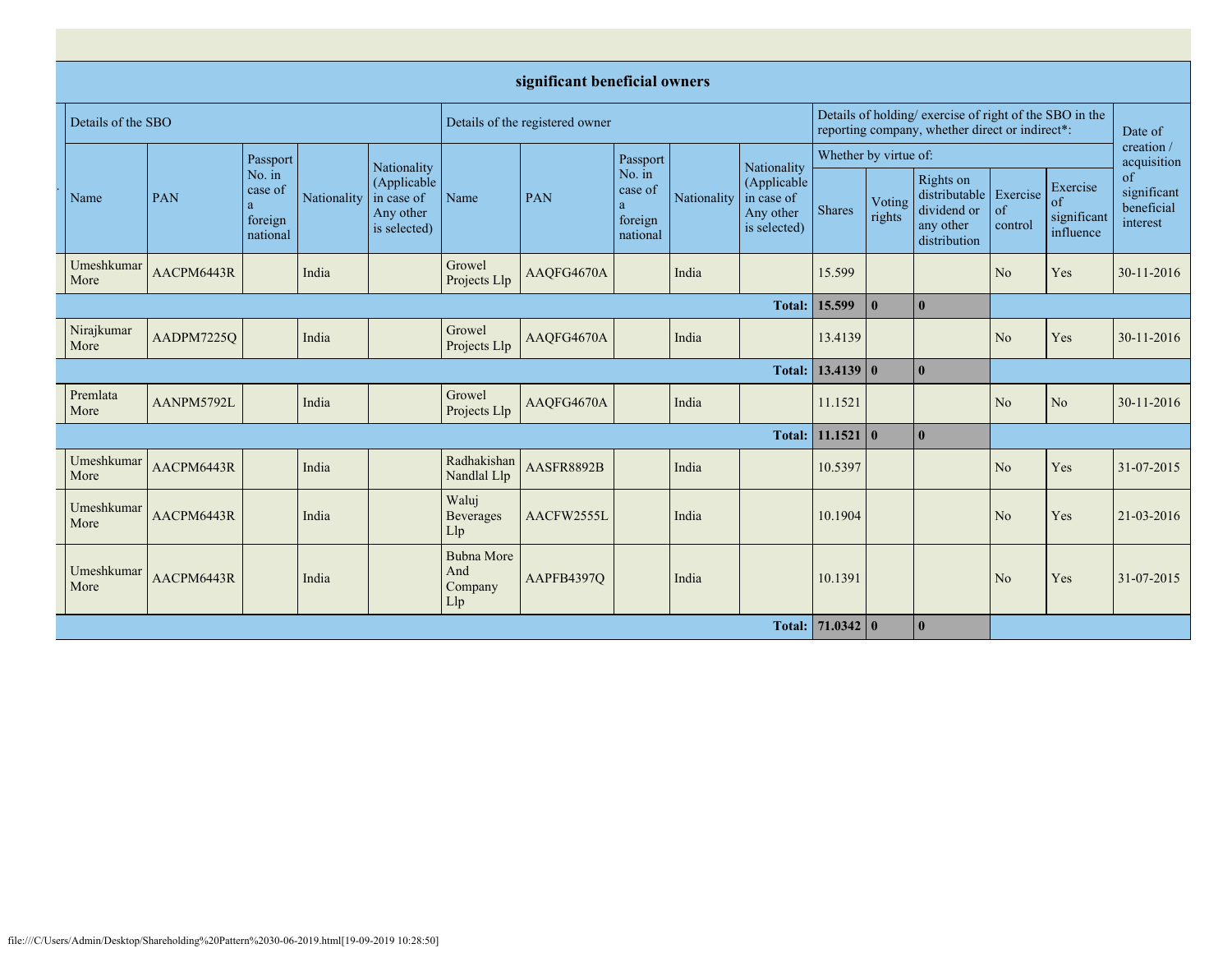## significant beneficial owners

| Details of the SBO | | | | | Details of the registered owner | | | | | Details of holding/ exercise of right of the SBO in the reporting company, whether direct or indirect*: | | | | | Date of creation / acquisition of significant beneficial interest |
|---|---|---|---|---|---|---|---|---|---|---|---|---|---|---|---|
| | | | | | | | | | | Whether by virtue of: | | | | | |
| Name | PAN | Passport No. in case of a foreign national | Nationality | Nationality (Applicable in case of Any other is selected) | Name | PAN | Passport No. in case of a foreign national | Nationality | Nationality (Applicable in case of Any other is selected) | Shares | Voting rights | Rights on distributable dividend or any other distribution | Exercise of control | Exercise of significant influence | |
| Umeshkumar More | AACPM6443R | | India | | Growel Projects Llp | AAQFG4670A | | India | | 15.599 | | | No | Yes | 30-11-2016 |
| | | | | | | | | | **Total:** | **15.599** | **0** | **0** | | | |
| Nirajkumar More | AADPM7225Q | | India | | Growel Projects Llp | AAQFG4670A | | India | | 13.4139 | | | No | Yes | 30-11-2016 |
| | | | | | | | | | **Total:** | **13.4139** | **0** | **0** | | | |
| Premlata More | AANPM5792L | | India | | Growel Projects Llp | AAQFG4670A | | India | | 11.1521 | | | No | No | 30-11-2016 |
| | | | | | | | | | **Total:** | **11.1521** | **0** | **0** | | | |
| Umeshkumar More | AACPM6443R | | India | | Radhakishan Nandlal Llp | AASFR8892B | | India | | 10.5397 | | | No | Yes | 31-07-2015 |
| Umeshkumar More | AACPM6443R | | India | | Waluj Beverages Llp | AACFW2555L | | India | | 10.1904 | | | No | Yes | 21-03-2016 |
| Umeshkumar More | AACPM6443R | | India | | Bubna More And Company Llp | AAPFB4397Q | | India | | 10.1391 | | | No | Yes | 31-07-2015 |
| | | | | | | | | | **Total:** | **71.0342** | **0** | **0** | | | |